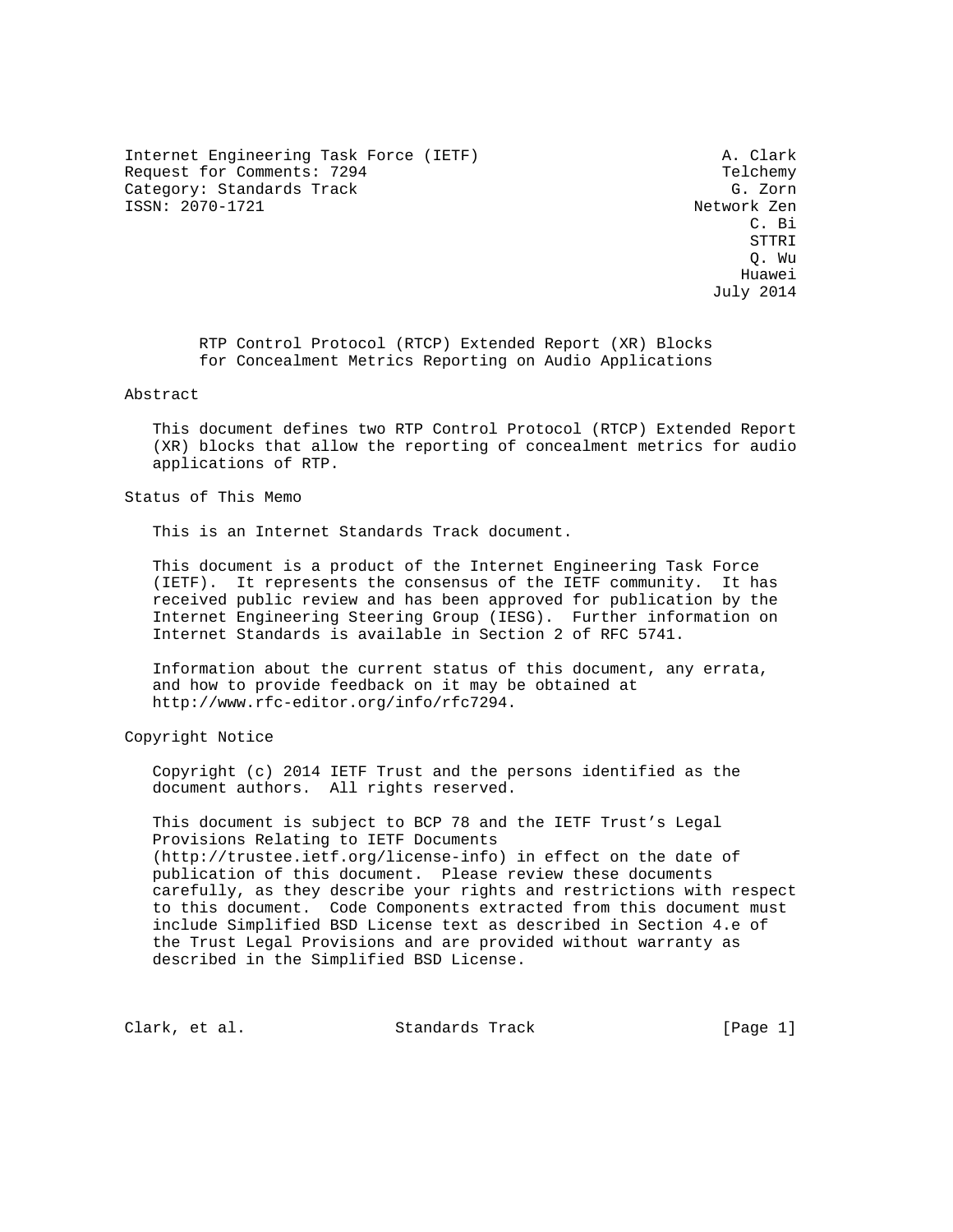Internet Engineering Task Force (IETF) A. Clark
Request for Comments: 7294 Telchemy
Category: Standards Track G. Zorn
ISSN: 2070-1721 Network Zen
C. Bi
STTRI
Q. Wu
Huawei
July 2014

# RTP Control Protocol (RTCP) Extended Report (XR) Blocks for Concealment Metrics Reporting on Audio Applications

## Abstract

This document defines two RTP Control Protocol (RTCP) Extended Report (XR) blocks that allow the reporting of concealment metrics for audio applications of RTP.

## Status of This Memo

This is an Internet Standards Track document.

This document is a product of the Internet Engineering Task Force (IETF). It represents the consensus of the IETF community. It has received public review and has been approved for publication by the Internet Engineering Steering Group (IESG). Further information on Internet Standards is available in Section 2 of RFC 5741.

Information about the current status of this document, any errata, and how to provide feedback on it may be obtained at http://www.rfc-editor.org/info/rfc7294.

## Copyright Notice

Copyright (c) 2014 IETF Trust and the persons identified as the document authors. All rights reserved.

This document is subject to BCP 78 and the IETF Trust's Legal Provisions Relating to IETF Documents (http://trustee.ietf.org/license-info) in effect on the date of publication of this document. Please review these documents carefully, as they describe your rights and restrictions with respect to this document. Code Components extracted from this document must include Simplified BSD License text as described in Section 4.e of the Trust Legal Provisions and are provided without warranty as described in the Simplified BSD License.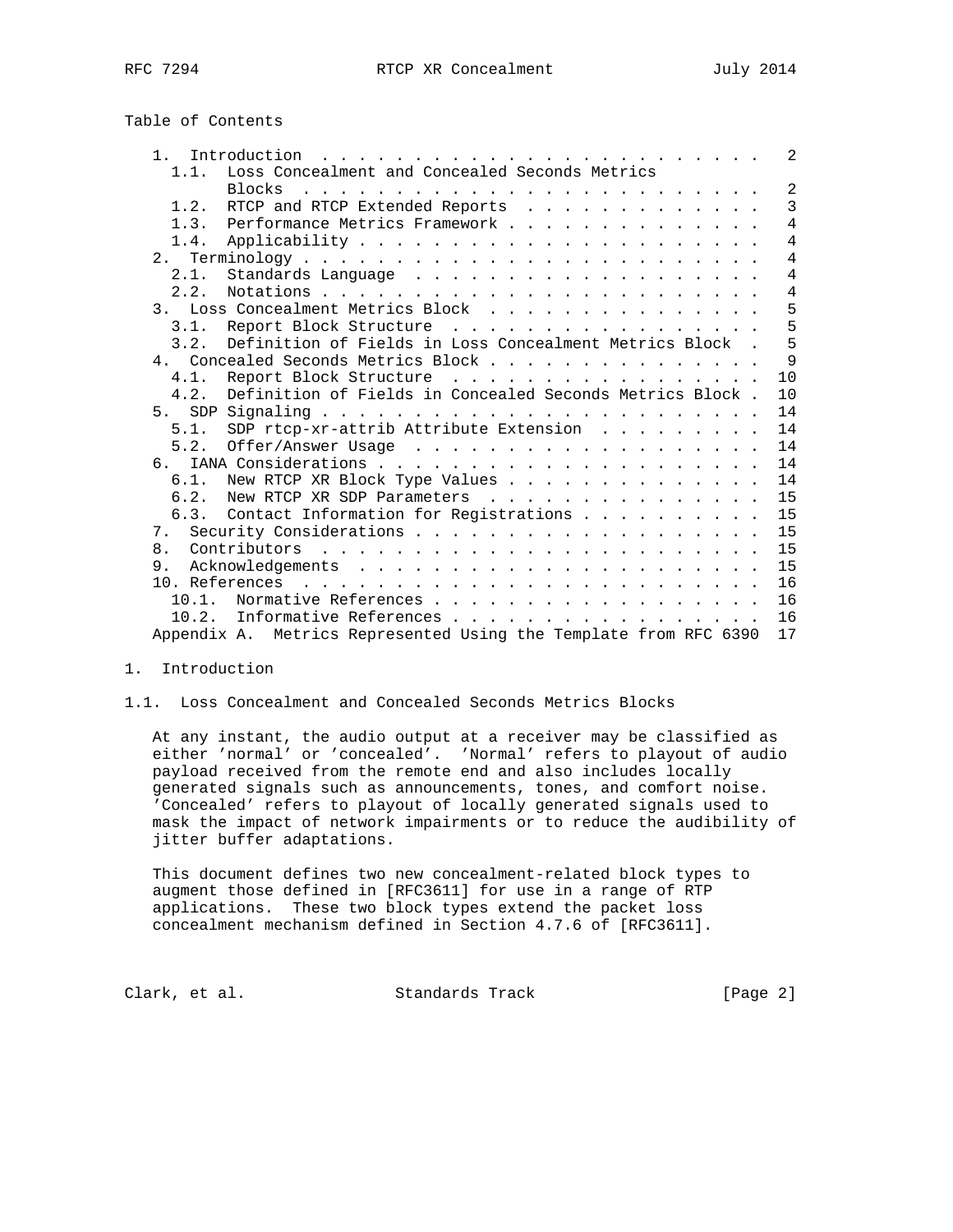Table of Contents

```
   1.  Introduction . . . . . . . . . . . . . . . . . . . . . . . .   2
     1.1.  Loss Concealment and Concealed Seconds Metrics
           Blocks . . . . . . . . . . . . . . . . . . . . . . . . .   2
     1.2.  RTCP and RTCP Extended Reports . . . . . . . . . . . . .   3
     1.3.  Performance Metrics Framework . . . . . . . . . . . . . .   4
     1.4.  Applicability . . . . . . . . . . . . . . . . . . . . . .   4
   2.  Terminology . . . . . . . . . . . . . . . . . . . . . . . . .   4
     2.1.  Standards Language . . . . . . . . . . . . . . . . . . .   4
     2.2.  Notations . . . . . . . . . . . . . . . . . . . . . . . .   4
   3.  Loss Concealment Metrics Block . . . . . . . . . . . . . . .   5
     3.1.  Report Block Structure . . . . . . . . . . . . . . . . .   5
     3.2.  Definition of Fields in Loss Concealment Metrics Block .   5
   4.  Concealed Seconds Metrics Block . . . . . . . . . . . . . . .   9
     4.1.  Report Block Structure . . . . . . . . . . . . . . . . .  10
     4.2.  Definition of Fields in Concealed Seconds Metrics Block .  10
   5.  SDP Signaling . . . . . . . . . . . . . . . . . . . . . . . .  14
     5.1.  SDP rtcp-xr-attrib Attribute Extension . . . . . . . . .  14
     5.2.  Offer/Answer Usage . . . . . . . . . . . . . . . . . . .  14
   6.  IANA Considerations . . . . . . . . . . . . . . . . . . . . .  14
     6.1.  New RTCP XR Block Type Values . . . . . . . . . . . . . .  14
     6.2.  New RTCP XR SDP Parameters . . . . . . . . . . . . . . .  15
     6.3.  Contact Information for Registrations . . . . . . . . . .  15
   7.  Security Considerations . . . . . . . . . . . . . . . . . . .  15
   8.  Contributors . . . . . . . . . . . . . . . . . . . . . . . .  15
   9.  Acknowledgements . . . . . . . . . . . . . . . . . . . . . .  15
   10. References . . . . . . . . . . . . . . . . . . . . . . . . .  16
     10.1.  Normative References . . . . . . . . . . . . . . . . . .  16
     10.2.  Informative References . . . . . . . . . . . . . . . . .  16
   Appendix A.  Metrics Represented Using the Template from RFC 6390  17
```

# 1. Introduction

## 1.1. Loss Concealment and Concealed Seconds Metrics Blocks

At any instant, the audio output at a receiver may be classified as either 'normal' or 'concealed'. 'Normal' refers to playout of audio payload received from the remote end and also includes locally generated signals such as announcements, tones, and comfort noise. 'Concealed' refers to playout of locally generated signals used to mask the impact of network impairments or to reduce the audibility of jitter buffer adaptations.

This document defines two new concealment-related block types to augment those defined in [RFC3611] for use in a range of RTP applications. These two block types extend the packet loss concealment mechanism defined in Section 4.7.6 of [RFC3611].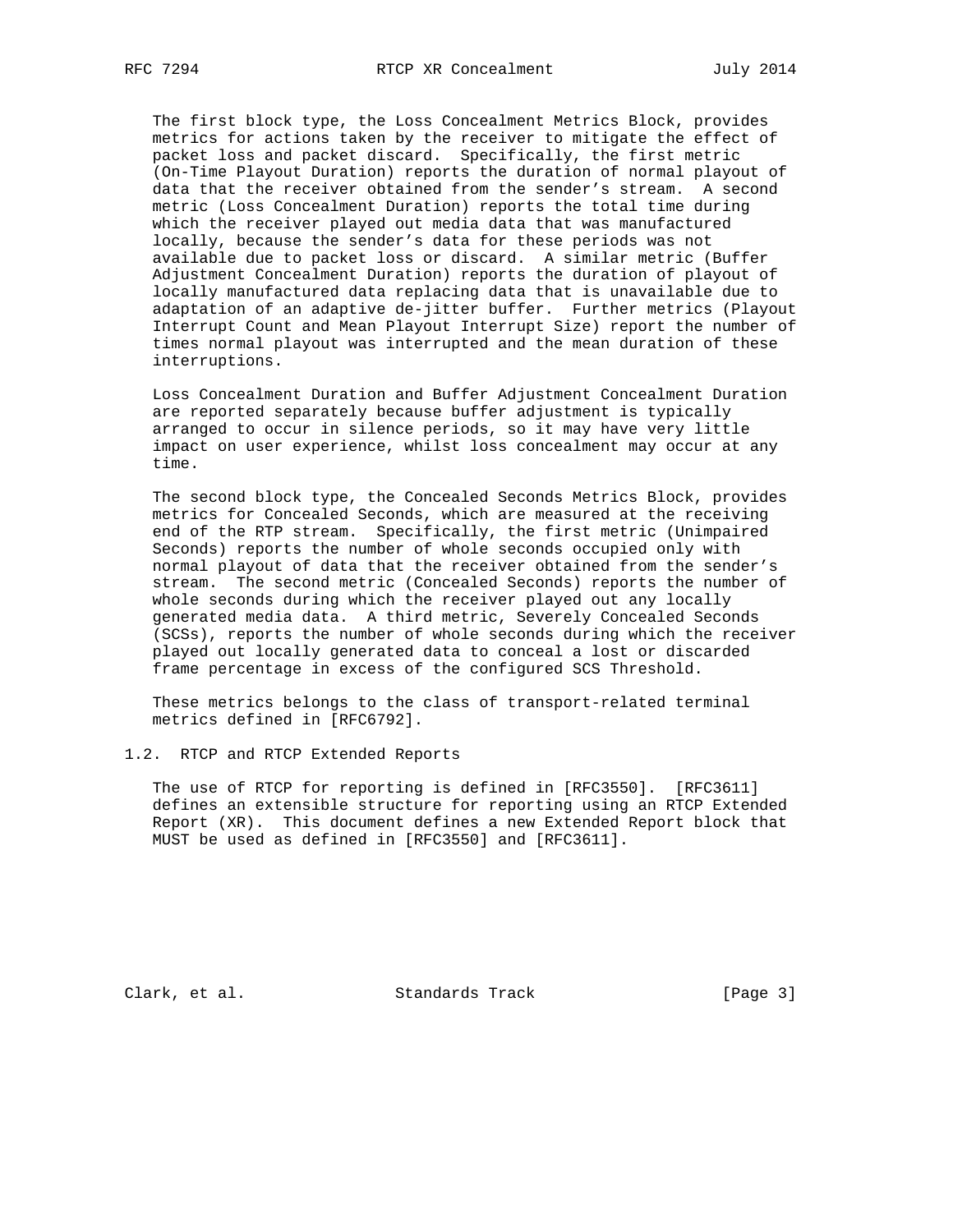The first block type, the Loss Concealment Metrics Block, provides metrics for actions taken by the receiver to mitigate the effect of packet loss and packet discard. Specifically, the first metric (On-Time Playout Duration) reports the duration of normal playout of data that the receiver obtained from the sender's stream. A second metric (Loss Concealment Duration) reports the total time during which the receiver played out media data that was manufactured locally, because the sender's data for these periods was not available due to packet loss or discard. A similar metric (Buffer Adjustment Concealment Duration) reports the duration of playout of locally manufactured data replacing data that is unavailable due to adaptation of an adaptive de-jitter buffer. Further metrics (Playout Interrupt Count and Mean Playout Interrupt Size) report the number of times normal playout was interrupted and the mean duration of these interruptions.

Loss Concealment Duration and Buffer Adjustment Concealment Duration are reported separately because buffer adjustment is typically arranged to occur in silence periods, so it may have very little impact on user experience, whilst loss concealment may occur at any time.

The second block type, the Concealed Seconds Metrics Block, provides metrics for Concealed Seconds, which are measured at the receiving end of the RTP stream. Specifically, the first metric (Unimpaired Seconds) reports the number of whole seconds occupied only with normal playout of data that the receiver obtained from the sender's stream. The second metric (Concealed Seconds) reports the number of whole seconds during which the receiver played out any locally generated media data. A third metric, Severely Concealed Seconds (SCSs), reports the number of whole seconds during which the receiver played out locally generated data to conceal a lost or discarded frame percentage in excess of the configured SCS Threshold.

These metrics belongs to the class of transport-related terminal metrics defined in [RFC6792].

## 1.2. RTCP and RTCP Extended Reports

The use of RTCP for reporting is defined in [RFC3550]. [RFC3611] defines an extensible structure for reporting using an RTCP Extended Report (XR). This document defines a new Extended Report block that MUST be used as defined in [RFC3550] and [RFC3611].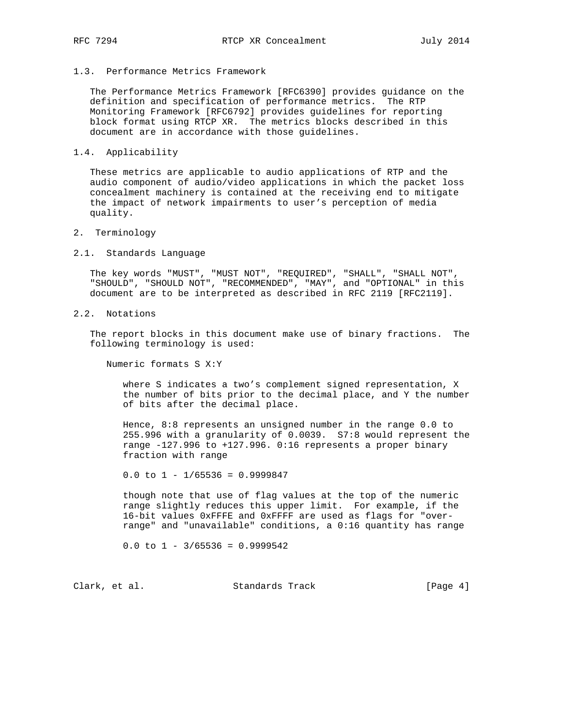### 1.3. Performance Metrics Framework

The Performance Metrics Framework [RFC6390] provides guidance on the definition and specification of performance metrics. The RTP Monitoring Framework [RFC6792] provides guidelines for reporting block format using RTCP XR. The metrics blocks described in this document are in accordance with those guidelines.

### 1.4. Applicability

These metrics are applicable to audio applications of RTP and the audio component of audio/video applications in which the packet loss concealment machinery is contained at the receiving end to mitigate the impact of network impairments to user's perception of media quality.

## 2. Terminology

### 2.1. Standards Language

The key words "MUST", "MUST NOT", "REQUIRED", "SHALL", "SHALL NOT", "SHOULD", "SHOULD NOT", "RECOMMENDED", "MAY", and "OPTIONAL" in this document are to be interpreted as described in RFC 2119 [RFC2119].

### 2.2. Notations

The report blocks in this document make use of binary fractions. The following terminology is used:

Numeric formats S X:Y

where S indicates a two's complement signed representation, X the number of bits prior to the decimal place, and Y the number of bits after the decimal place.

Hence, 8:8 represents an unsigned number in the range 0.0 to 255.996 with a granularity of 0.0039. S7:8 would represent the range -127.996 to +127.996. 0:16 represents a proper binary fraction with range

0.0 to 1 - 1/65536 = 0.9999847

though note that use of flag values at the top of the numeric range slightly reduces this upper limit. For example, if the 16-bit values 0xFFFE and 0xFFFF are used as flags for "over-range" and "unavailable" conditions, a 0:16 quantity has range

0.0 to 1 - 3/65536 = 0.9999542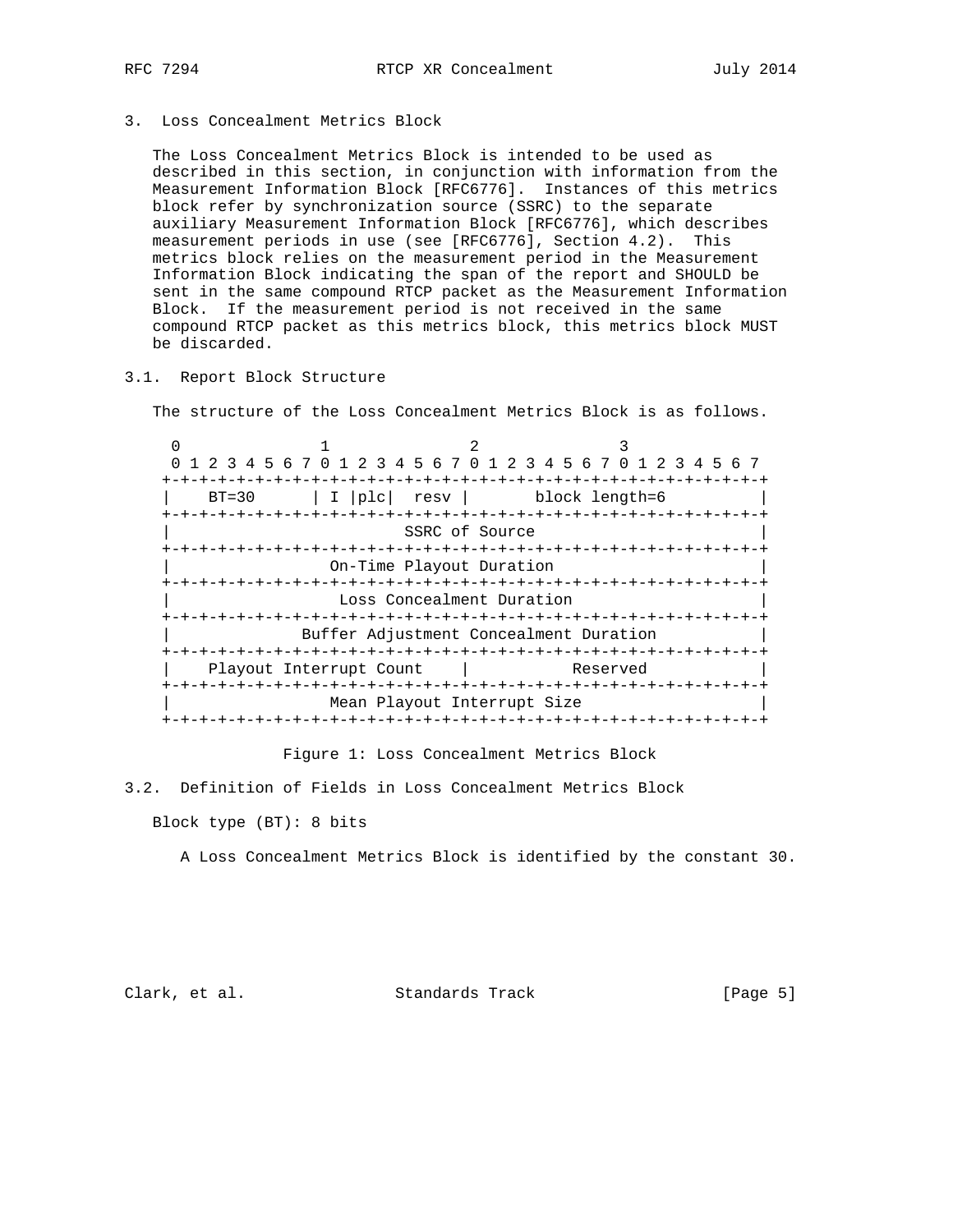## 3. Loss Concealment Metrics Block

The Loss Concealment Metrics Block is intended to be used as described in this section, in conjunction with information from the Measurement Information Block [RFC6776]. Instances of this metrics block refer by synchronization source (SSRC) to the separate auxiliary Measurement Information Block [RFC6776], which describes measurement periods in use (see [RFC6776], Section 4.2). This metrics block relies on the measurement period in the Measurement Information Block indicating the span of the report and SHOULD be sent in the same compound RTCP packet as the Measurement Information Block. If the measurement period is not received in the same compound RTCP packet as this metrics block, this metrics block MUST be discarded.

### 3.1. Report Block Structure

The structure of the Loss Concealment Metrics Block is as follows.

```
 0               1               2               3
 0 1 2 3 4 5 6 7 0 1 2 3 4 5 6 7 0 1 2 3 4 5 6 7 0 1 2 3 4 5 6 7
+-+-+-+-+-+-+-+-+-+-+-+-+-+-+-+-+-+-+-+-+-+-+-+-+-+-+-+-+-+-+-+-+
|    BT=30      | I |plc|  resv |       block length=6          |
+-+-+-+-+-+-+-+-+-+-+-+-+-+-+-+-+-+-+-+-+-+-+-+-+-+-+-+-+-+-+-+-+
|                         SSRC of Source                        |
+-+-+-+-+-+-+-+-+-+-+-+-+-+-+-+-+-+-+-+-+-+-+-+-+-+-+-+-+-+-+-+-+
|                 On-Time Playout Duration                      |
+-+-+-+-+-+-+-+-+-+-+-+-+-+-+-+-+-+-+-+-+-+-+-+-+-+-+-+-+-+-+-+-+
|                  Loss Concealment Duration                    |
+-+-+-+-+-+-+-+-+-+-+-+-+-+-+-+-+-+-+-+-+-+-+-+-+-+-+-+-+-+-+-+-+
|              Buffer Adjustment Concealment Duration           |
+-+-+-+-+-+-+-+-+-+-+-+-+-+-+-+-+-+-+-+-+-+-+-+-+-+-+-+-+-+-+-+-+
|    Playout Interrupt Count    |          Reserved             |
+-+-+-+-+-+-+-+-+-+-+-+-+-+-+-+-+-+-+-+-+-+-+-+-+-+-+-+-+-+-+-+-+
|                 Mean Playout Interrupt Size                   |
+-+-+-+-+-+-+-+-+-+-+-+-+-+-+-+-+-+-+-+-+-+-+-+-+-+-+-+-+-+-+-+-+
```

Figure 1: Loss Concealment Metrics Block

### 3.2. Definition of Fields in Loss Concealment Metrics Block

Block type (BT): 8 bits

A Loss Concealment Metrics Block is identified by the constant 30.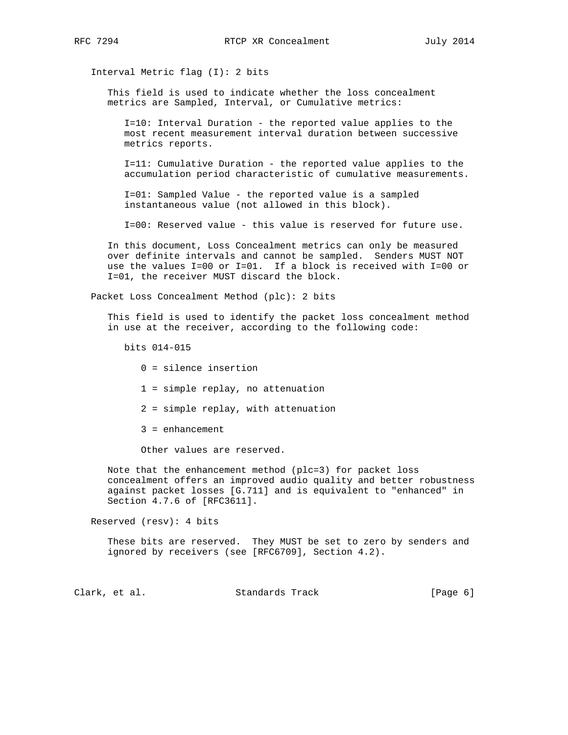Interval Metric flag (I): 2 bits

This field is used to indicate whether the loss concealment metrics are Sampled, Interval, or Cumulative metrics:

I=10: Interval Duration - the reported value applies to the most recent measurement interval duration between successive metrics reports.

I=11: Cumulative Duration - the reported value applies to the accumulation period characteristic of cumulative measurements.

I=01: Sampled Value - the reported value is a sampled instantaneous value (not allowed in this block).

I=00: Reserved value - this value is reserved for future use.

In this document, Loss Concealment metrics can only be measured over definite intervals and cannot be sampled. Senders MUST NOT use the values I=00 or I=01. If a block is received with I=00 or I=01, the receiver MUST discard the block.

Packet Loss Concealment Method (plc): 2 bits

This field is used to identify the packet loss concealment method in use at the receiver, according to the following code:

bits 014-015

0 = silence insertion

1 = simple replay, no attenuation

2 = simple replay, with attenuation

3 = enhancement

Other values are reserved.

Note that the enhancement method (plc=3) for packet loss concealment offers an improved audio quality and better robustness against packet losses [G.711] and is equivalent to "enhanced" in Section 4.7.6 of [RFC3611].

Reserved (resv): 4 bits

These bits are reserved. They MUST be set to zero by senders and ignored by receivers (see [RFC6709], Section 4.2).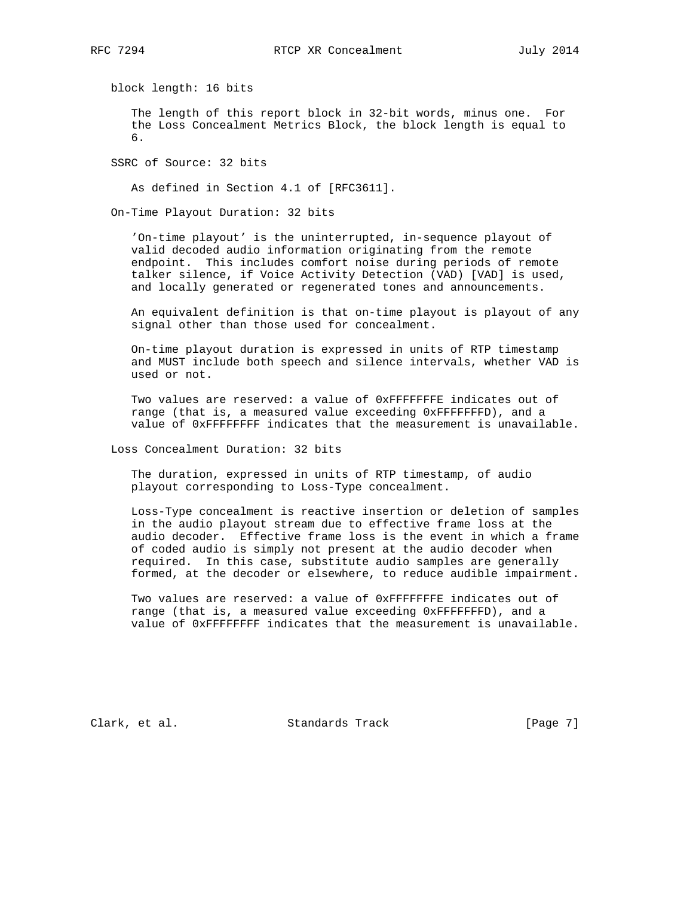block length: 16 bits

The length of this report block in 32-bit words, minus one. For the Loss Concealment Metrics Block, the block length is equal to 6.

SSRC of Source: 32 bits

As defined in Section 4.1 of [RFC3611].

On-Time Playout Duration: 32 bits

'On-time playout' is the uninterrupted, in-sequence playout of valid decoded audio information originating from the remote endpoint. This includes comfort noise during periods of remote talker silence, if Voice Activity Detection (VAD) [VAD] is used, and locally generated or regenerated tones and announcements.

An equivalent definition is that on-time playout is playout of any signal other than those used for concealment.

On-time playout duration is expressed in units of RTP timestamp and MUST include both speech and silence intervals, whether VAD is used or not.

Two values are reserved: a value of 0xFFFFFFFE indicates out of range (that is, a measured value exceeding 0xFFFFFFFD), and a value of 0xFFFFFFFF indicates that the measurement is unavailable.

Loss Concealment Duration: 32 bits

The duration, expressed in units of RTP timestamp, of audio playout corresponding to Loss-Type concealment.

Loss-Type concealment is reactive insertion or deletion of samples in the audio playout stream due to effective frame loss at the audio decoder. Effective frame loss is the event in which a frame of coded audio is simply not present at the audio decoder when required. In this case, substitute audio samples are generally formed, at the decoder or elsewhere, to reduce audible impairment.

Two values are reserved: a value of 0xFFFFFFFE indicates out of range (that is, a measured value exceeding 0xFFFFFFFD), and a value of 0xFFFFFFFF indicates that the measurement is unavailable.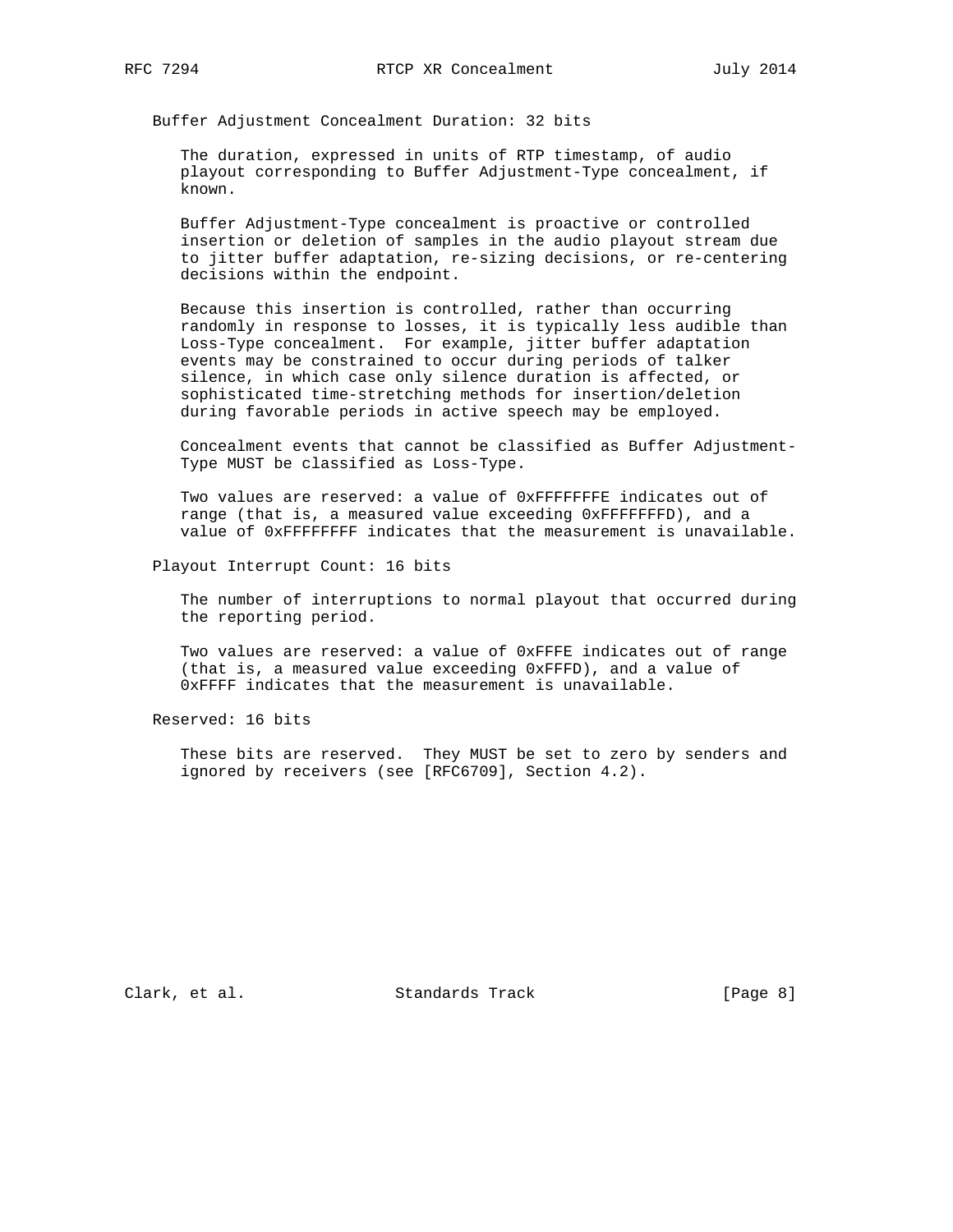Buffer Adjustment Concealment Duration: 32 bits

The duration, expressed in units of RTP timestamp, of audio playout corresponding to Buffer Adjustment-Type concealment, if known.

Buffer Adjustment-Type concealment is proactive or controlled insertion or deletion of samples in the audio playout stream due to jitter buffer adaptation, re-sizing decisions, or re-centering decisions within the endpoint.

Because this insertion is controlled, rather than occurring randomly in response to losses, it is typically less audible than Loss-Type concealment. For example, jitter buffer adaptation events may be constrained to occur during periods of talker silence, in which case only silence duration is affected, or sophisticated time-stretching methods for insertion/deletion during favorable periods in active speech may be employed.

Concealment events that cannot be classified as Buffer Adjustment-Type MUST be classified as Loss-Type.

Two values are reserved: a value of 0xFFFFFFFE indicates out of range (that is, a measured value exceeding 0xFFFFFFFD), and a value of 0xFFFFFFFF indicates that the measurement is unavailable.

Playout Interrupt Count: 16 bits

The number of interruptions to normal playout that occurred during the reporting period.

Two values are reserved: a value of 0xFFFE indicates out of range (that is, a measured value exceeding 0xFFFD), and a value of 0xFFFF indicates that the measurement is unavailable.

Reserved: 16 bits

These bits are reserved. They MUST be set to zero by senders and ignored by receivers (see [RFC6709], Section 4.2).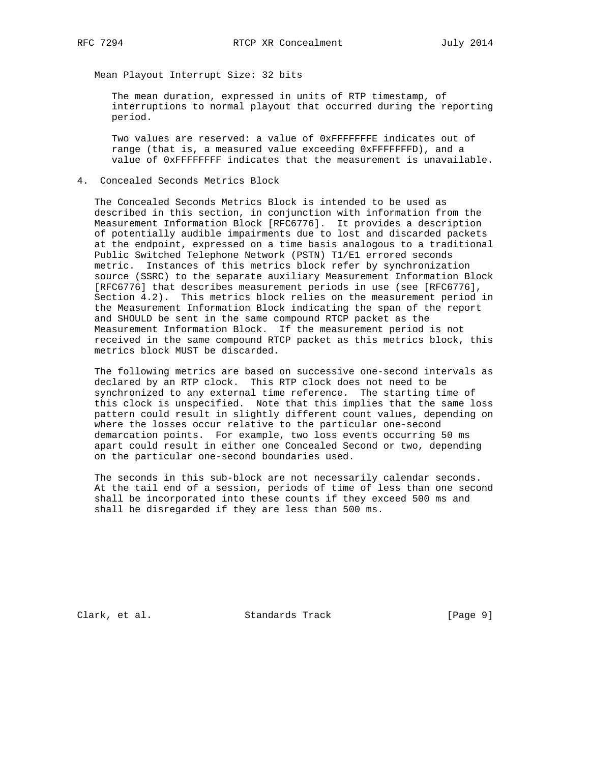Mean Playout Interrupt Size: 32 bits

The mean duration, expressed in units of RTP timestamp, of interruptions to normal playout that occurred during the reporting period.

Two values are reserved: a value of 0xFFFFFFFE indicates out of range (that is, a measured value exceeding 0xFFFFFFFD), and a value of 0xFFFFFFFF indicates that the measurement is unavailable.

## 4. Concealed Seconds Metrics Block

The Concealed Seconds Metrics Block is intended to be used as described in this section, in conjunction with information from the Measurement Information Block [RFC6776]. It provides a description of potentially audible impairments due to lost and discarded packets at the endpoint, expressed on a time basis analogous to a traditional Public Switched Telephone Network (PSTN) T1/E1 errored seconds metric. Instances of this metrics block refer by synchronization source (SSRC) to the separate auxiliary Measurement Information Block [RFC6776] that describes measurement periods in use (see [RFC6776], Section 4.2). This metrics block relies on the measurement period in the Measurement Information Block indicating the span of the report and SHOULD be sent in the same compound RTCP packet as the Measurement Information Block. If the measurement period is not received in the same compound RTCP packet as this metrics block, this metrics block MUST be discarded.

The following metrics are based on successive one-second intervals as declared by an RTP clock. This RTP clock does not need to be synchronized to any external time reference. The starting time of this clock is unspecified. Note that this implies that the same loss pattern could result in slightly different count values, depending on where the losses occur relative to the particular one-second demarcation points. For example, two loss events occurring 50 ms apart could result in either one Concealed Second or two, depending on the particular one-second boundaries used.

The seconds in this sub-block are not necessarily calendar seconds. At the tail end of a session, periods of time of less than one second shall be incorporated into these counts if they exceed 500 ms and shall be disregarded if they are less than 500 ms.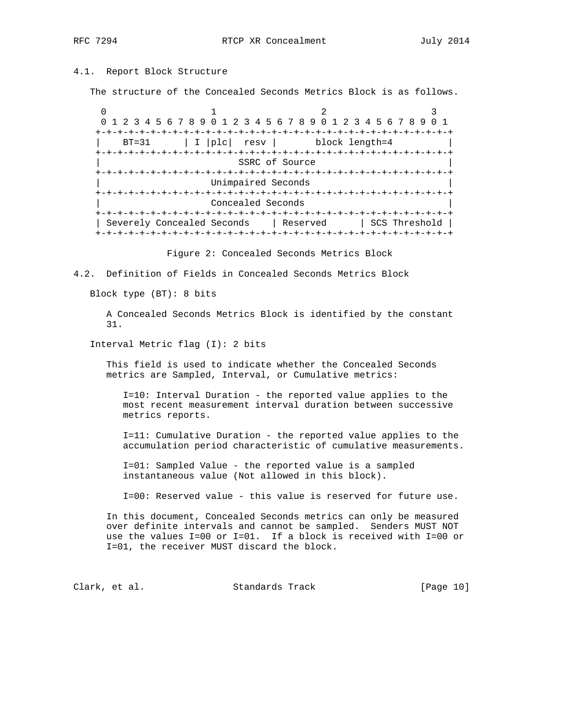### 4.1. Report Block Structure

The structure of the Concealed Seconds Metrics Block is as follows.

```
 0                   1                   2                   3
 0 1 2 3 4 5 6 7 8 9 0 1 2 3 4 5 6 7 8 9 0 1 2 3 4 5 6 7 8 9 0 1
+-+-+-+-+-+-+-+-+-+-+-+-+-+-+-+-+-+-+-+-+-+-+-+-+-+-+-+-+-+-+-+-+
|    BT=31      | I |plc|  resv |       block length=4          |
+-+-+-+-+-+-+-+-+-+-+-+-+-+-+-+-+-+-+-+-+-+-+-+-+-+-+-+-+-+-+-+-+
|                        SSRC of Source                         |
+-+-+-+-+-+-+-+-+-+-+-+-+-+-+-+-+-+-+-+-+-+-+-+-+-+-+-+-+-+-+-+-+
|                     Unimpaired Seconds                        |
+-+-+-+-+-+-+-+-+-+-+-+-+-+-+-+-+-+-+-+-+-+-+-+-+-+-+-+-+-+-+-+-+
|                     Concealed Seconds                         |
+-+-+-+-+-+-+-+-+-+-+-+-+-+-+-+-+-+-+-+-+-+-+-+-+-+-+-+-+-+-+-+-+
| Severely Concealed Seconds    | Reserved      | SCS Threshold |
+-+-+-+-+-+-+-+-+-+-+-+-+-+-+-+-+-+-+-+-+-+-+-+-+-+-+-+-+-+-+-+-+
```

Figure 2: Concealed Seconds Metrics Block

### 4.2. Definition of Fields in Concealed Seconds Metrics Block

Block type (BT): 8 bits

A Concealed Seconds Metrics Block is identified by the constant 31.

Interval Metric flag (I): 2 bits

This field is used to indicate whether the Concealed Seconds metrics are Sampled, Interval, or Cumulative metrics:

I=10: Interval Duration - the reported value applies to the most recent measurement interval duration between successive metrics reports.

I=11: Cumulative Duration - the reported value applies to the accumulation period characteristic of cumulative measurements.

I=01: Sampled Value - the reported value is a sampled instantaneous value (Not allowed in this block).

I=00: Reserved value - this value is reserved for future use.

In this document, Concealed Seconds metrics can only be measured over definite intervals and cannot be sampled. Senders MUST NOT use the values I=00 or I=01. If a block is received with I=00 or I=01, the receiver MUST discard the block.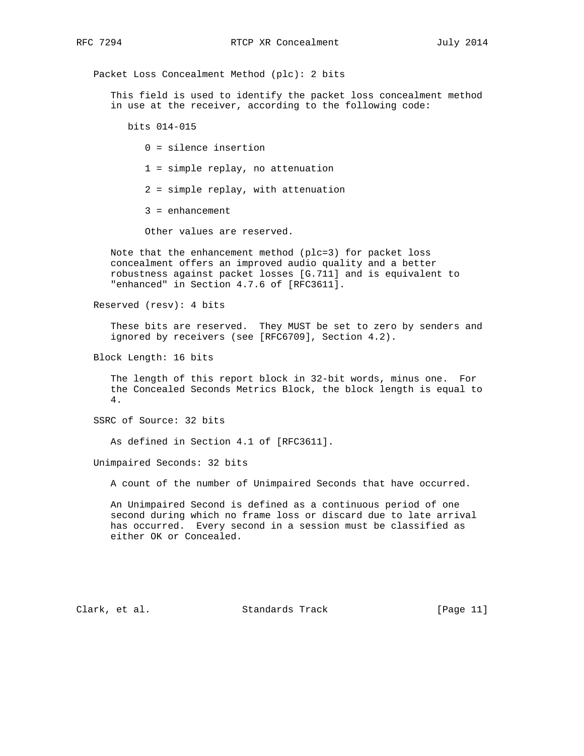Packet Loss Concealment Method (plc): 2 bits

This field is used to identify the packet loss concealment method in use at the receiver, according to the following code:

bits 014-015

0 = silence insertion

1 = simple replay, no attenuation

2 = simple replay, with attenuation

3 = enhancement

Other values are reserved.

Note that the enhancement method (plc=3) for packet loss concealment offers an improved audio quality and a better robustness against packet losses [G.711] and is equivalent to "enhanced" in Section 4.7.6 of [RFC3611].

Reserved (resv): 4 bits

These bits are reserved. They MUST be set to zero by senders and ignored by receivers (see [RFC6709], Section 4.2).

Block Length: 16 bits

The length of this report block in 32-bit words, minus one. For the Concealed Seconds Metrics Block, the block length is equal to 4.

SSRC of Source: 32 bits

As defined in Section 4.1 of [RFC3611].

Unimpaired Seconds: 32 bits

A count of the number of Unimpaired Seconds that have occurred.

An Unimpaired Second is defined as a continuous period of one second during which no frame loss or discard due to late arrival has occurred. Every second in a session must be classified as either OK or Concealed.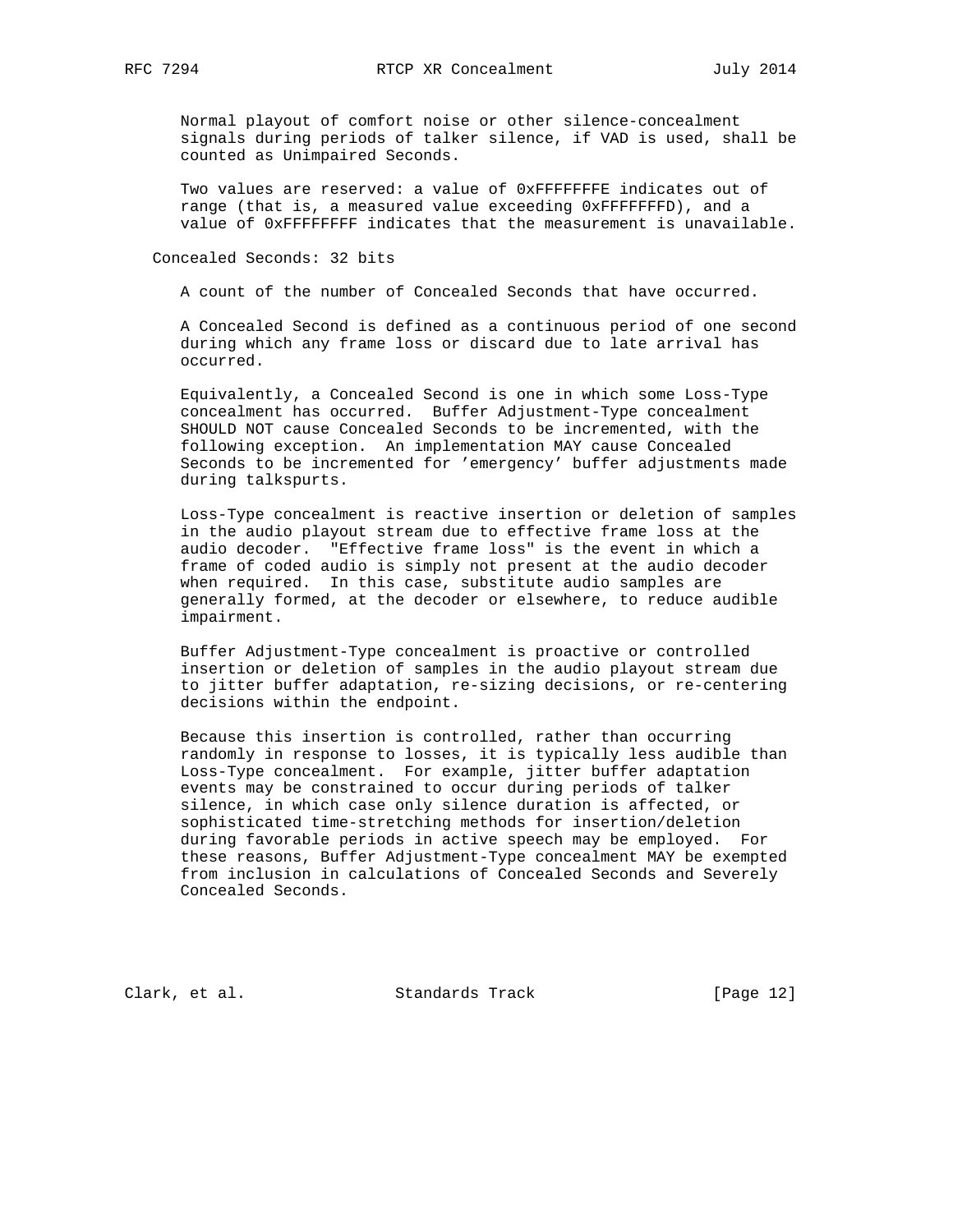Normal playout of comfort noise or other silence-concealment signals during periods of talker silence, if VAD is used, shall be counted as Unimpaired Seconds.

Two values are reserved: a value of 0xFFFFFFFE indicates out of range (that is, a measured value exceeding 0xFFFFFFFD), and a value of 0xFFFFFFFF indicates that the measurement is unavailable.

Concealed Seconds: 32 bits

A count of the number of Concealed Seconds that have occurred.

A Concealed Second is defined as a continuous period of one second during which any frame loss or discard due to late arrival has occurred.

Equivalently, a Concealed Second is one in which some Loss-Type concealment has occurred. Buffer Adjustment-Type concealment SHOULD NOT cause Concealed Seconds to be incremented, with the following exception. An implementation MAY cause Concealed Seconds to be incremented for 'emergency' buffer adjustments made during talkspurts.

Loss-Type concealment is reactive insertion or deletion of samples in the audio playout stream due to effective frame loss at the audio decoder. "Effective frame loss" is the event in which a frame of coded audio is simply not present at the audio decoder when required. In this case, substitute audio samples are generally formed, at the decoder or elsewhere, to reduce audible impairment.

Buffer Adjustment-Type concealment is proactive or controlled insertion or deletion of samples in the audio playout stream due to jitter buffer adaptation, re-sizing decisions, or re-centering decisions within the endpoint.

Because this insertion is controlled, rather than occurring randomly in response to losses, it is typically less audible than Loss-Type concealment. For example, jitter buffer adaptation events may be constrained to occur during periods of talker silence, in which case only silence duration is affected, or sophisticated time-stretching methods for insertion/deletion during favorable periods in active speech may be employed. For these reasons, Buffer Adjustment-Type concealment MAY be exempted from inclusion in calculations of Concealed Seconds and Severely Concealed Seconds.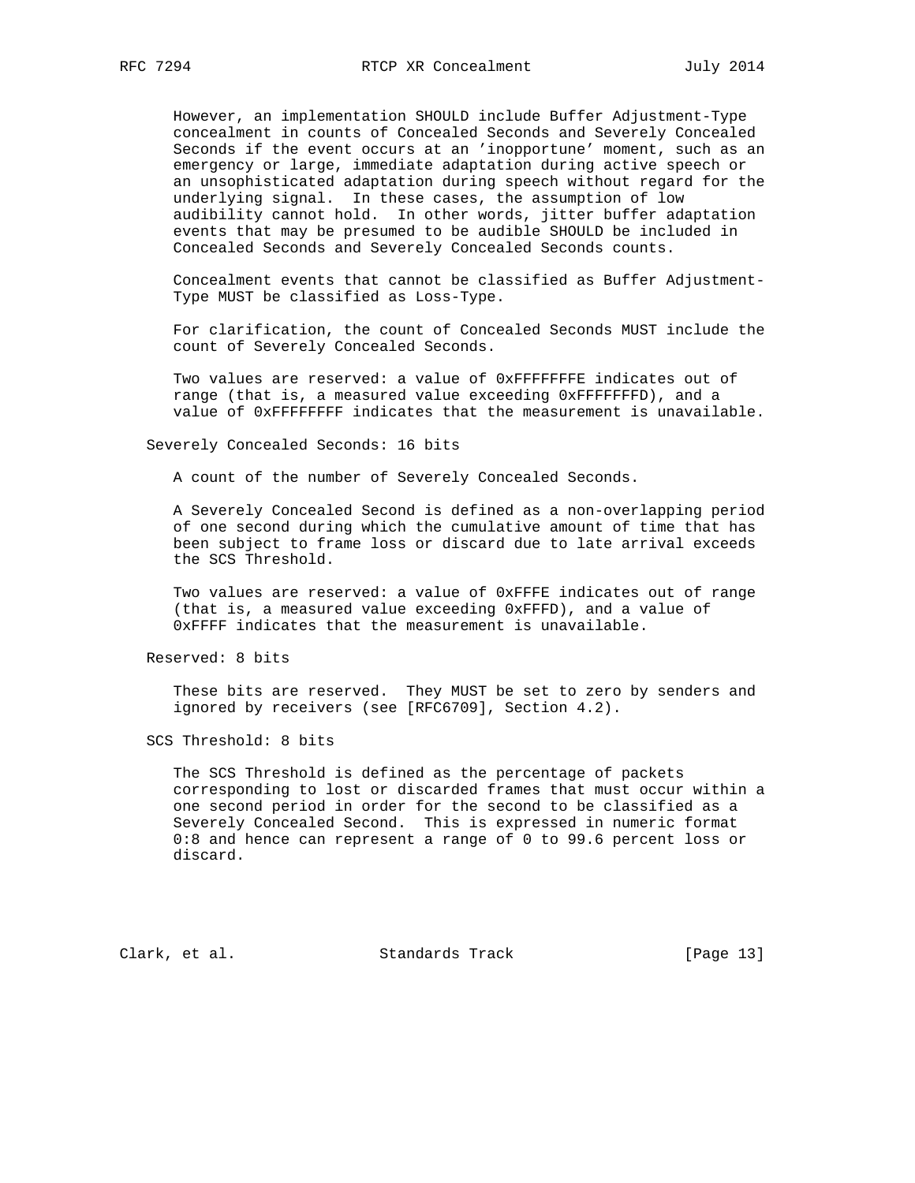However, an implementation SHOULD include Buffer Adjustment-Type concealment in counts of Concealed Seconds and Severely Concealed Seconds if the event occurs at an 'inopportune' moment, such as an emergency or large, immediate adaptation during active speech or an unsophisticated adaptation during speech without regard for the underlying signal. In these cases, the assumption of low audibility cannot hold. In other words, jitter buffer adaptation events that may be presumed to be audible SHOULD be included in Concealed Seconds and Severely Concealed Seconds counts.

Concealment events that cannot be classified as Buffer Adjustment-Type MUST be classified as Loss-Type.

For clarification, the count of Concealed Seconds MUST include the count of Severely Concealed Seconds.

Two values are reserved: a value of 0xFFFFFFFE indicates out of range (that is, a measured value exceeding 0xFFFFFFFD), and a value of 0xFFFFFFFF indicates that the measurement is unavailable.

Severely Concealed Seconds: 16 bits

A count of the number of Severely Concealed Seconds.

A Severely Concealed Second is defined as a non-overlapping period of one second during which the cumulative amount of time that has been subject to frame loss or discard due to late arrival exceeds the SCS Threshold.

Two values are reserved: a value of 0xFFFE indicates out of range (that is, a measured value exceeding 0xFFFD), and a value of 0xFFFF indicates that the measurement is unavailable.

Reserved: 8 bits

These bits are reserved. They MUST be set to zero by senders and ignored by receivers (see [RFC6709], Section 4.2).

SCS Threshold: 8 bits

The SCS Threshold is defined as the percentage of packets corresponding to lost or discarded frames that must occur within a one second period in order for the second to be classified as a Severely Concealed Second. This is expressed in numeric format 0:8 and hence can represent a range of 0 to 99.6 percent loss or discard.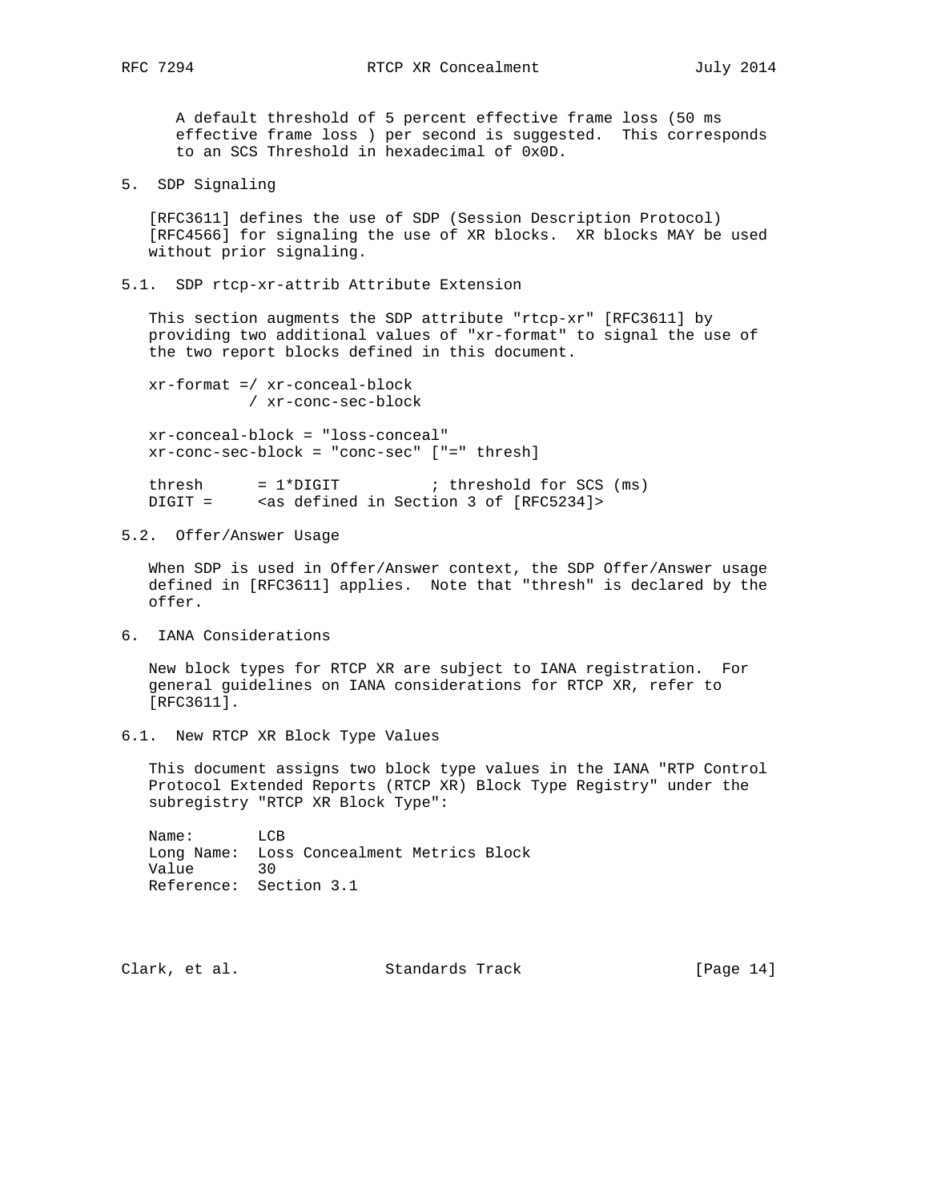A default threshold of 5 percent effective frame loss (50 ms effective frame loss ) per second is suggested. This corresponds to an SCS Threshold in hexadecimal of 0x0D.

## 5. SDP Signaling

[RFC3611] defines the use of SDP (Session Description Protocol) [RFC4566] for signaling the use of XR blocks. XR blocks MAY be used without prior signaling.

### 5.1. SDP rtcp-xr-attrib Attribute Extension

This section augments the SDP attribute "rtcp-xr" [RFC3611] by providing two additional values of "xr-format" to signal the use of the two report blocks defined in this document.

```
xr-format =/ xr-conceal-block
           / xr-conc-sec-block

xr-conceal-block = "loss-conceal"
xr-conc-sec-block = "conc-sec" ["=" thresh]

thresh      = 1*DIGIT          ; threshold for SCS (ms)
DIGIT =     <as defined in Section 3 of [RFC5234]>
```

### 5.2. Offer/Answer Usage

When SDP is used in Offer/Answer context, the SDP Offer/Answer usage defined in [RFC3611] applies. Note that "thresh" is declared by the offer.

## 6. IANA Considerations

New block types for RTCP XR are subject to IANA registration. For general guidelines on IANA considerations for RTCP XR, refer to [RFC3611].

### 6.1. New RTCP XR Block Type Values

This document assigns two block type values in the IANA "RTP Control Protocol Extended Reports (RTCP XR) Block Type Registry" under the subregistry "RTCP XR Block Type":

```
Name:       LCB
Long Name:  Loss Concealment Metrics Block
Value       30
Reference:  Section 3.1
```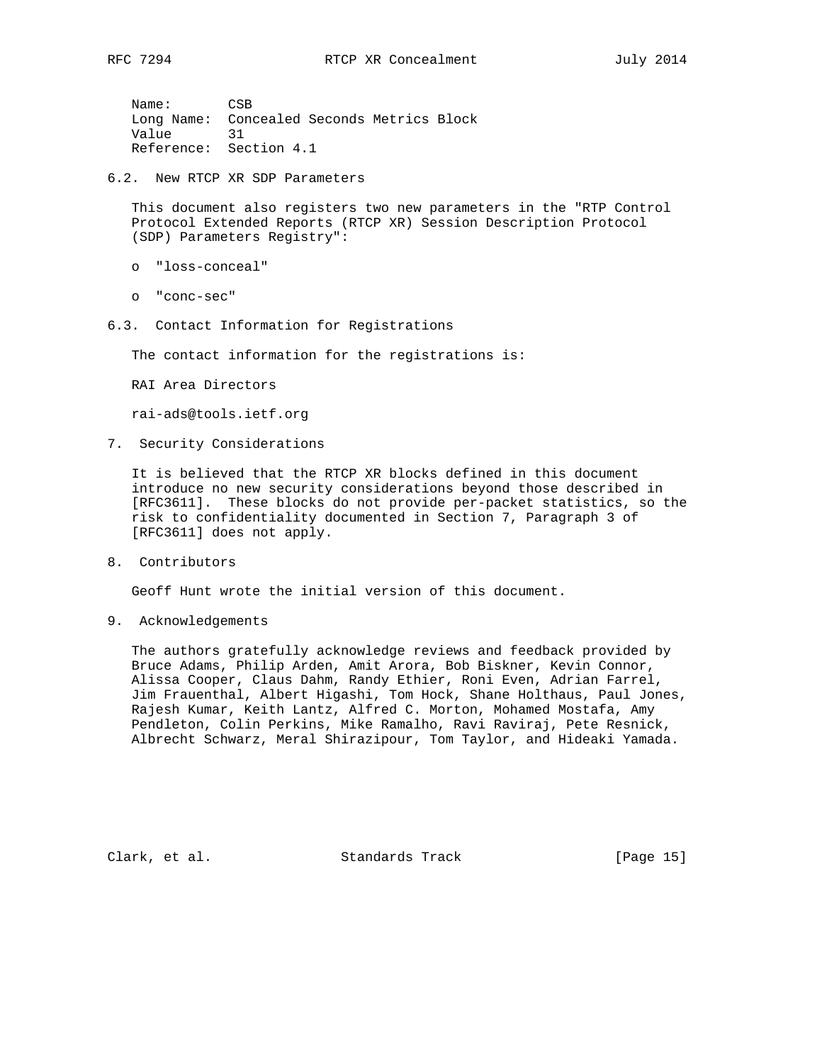Name: CSB
Long Name: Concealed Seconds Metrics Block
Value 31
Reference: Section 4.1

## 6.2. New RTCP XR SDP Parameters

This document also registers two new parameters in the "RTP Control Protocol Extended Reports (RTCP XR) Session Description Protocol (SDP) Parameters Registry":

- "loss-conceal"
- "conc-sec"

## 6.3. Contact Information for Registrations

The contact information for the registrations is:

RAI Area Directors

rai-ads@tools.ietf.org

# 7. Security Considerations

It is believed that the RTCP XR blocks defined in this document introduce no new security considerations beyond those described in [RFC3611]. These blocks do not provide per-packet statistics, so the risk to confidentiality documented in Section 7, Paragraph 3 of [RFC3611] does not apply.

# 8. Contributors

Geoff Hunt wrote the initial version of this document.

# 9. Acknowledgements

The authors gratefully acknowledge reviews and feedback provided by Bruce Adams, Philip Arden, Amit Arora, Bob Biskner, Kevin Connor, Alissa Cooper, Claus Dahm, Randy Ethier, Roni Even, Adrian Farrel, Jim Frauenthal, Albert Higashi, Tom Hock, Shane Holthaus, Paul Jones, Rajesh Kumar, Keith Lantz, Alfred C. Morton, Mohamed Mostafa, Amy Pendleton, Colin Perkins, Mike Ramalho, Ravi Raviraj, Pete Resnick, Albrecht Schwarz, Meral Shirazipour, Tom Taylor, and Hideaki Yamada.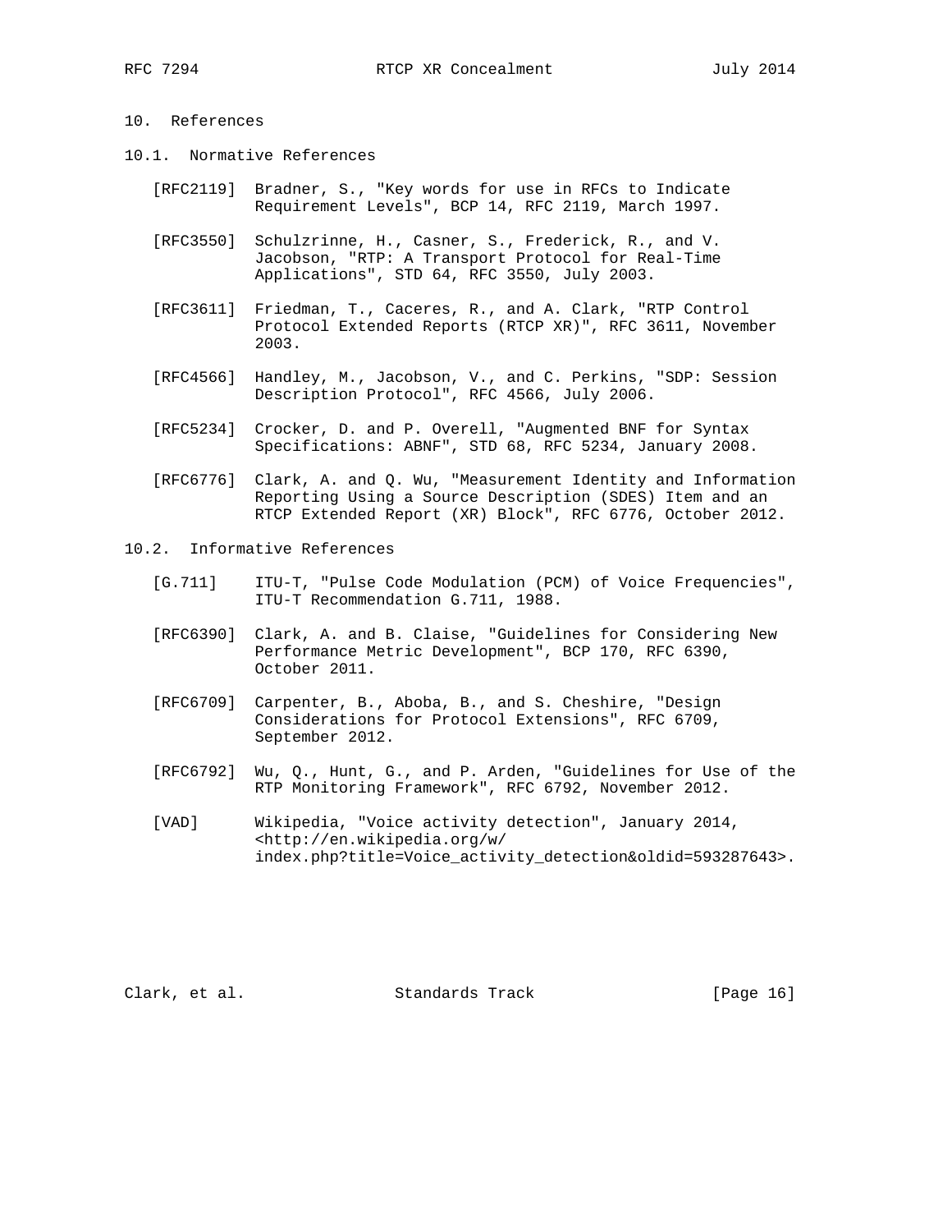# 10. References

## 10.1. Normative References

[RFC2119] Bradner, S., "Key words for use in RFCs to Indicate Requirement Levels", BCP 14, RFC 2119, March 1997.

[RFC3550] Schulzrinne, H., Casner, S., Frederick, R., and V. Jacobson, "RTP: A Transport Protocol for Real-Time Applications", STD 64, RFC 3550, July 2003.

[RFC3611] Friedman, T., Caceres, R., and A. Clark, "RTP Control Protocol Extended Reports (RTCP XR)", RFC 3611, November 2003.

[RFC4566] Handley, M., Jacobson, V., and C. Perkins, "SDP: Session Description Protocol", RFC 4566, July 2006.

[RFC5234] Crocker, D. and P. Overell, "Augmented BNF for Syntax Specifications: ABNF", STD 68, RFC 5234, January 2008.

[RFC6776] Clark, A. and Q. Wu, "Measurement Identity and Information Reporting Using a Source Description (SDES) Item and an RTCP Extended Report (XR) Block", RFC 6776, October 2012.

## 10.2. Informative References

[G.711] ITU-T, "Pulse Code Modulation (PCM) of Voice Frequencies", ITU-T Recommendation G.711, 1988.

[RFC6390] Clark, A. and B. Claise, "Guidelines for Considering New Performance Metric Development", BCP 170, RFC 6390, October 2011.

[RFC6709] Carpenter, B., Aboba, B., and S. Cheshire, "Design Considerations for Protocol Extensions", RFC 6709, September 2012.

[RFC6792] Wu, Q., Hunt, G., and P. Arden, "Guidelines for Use of the RTP Monitoring Framework", RFC 6792, November 2012.

[VAD] Wikipedia, "Voice activity detection", January 2014, <http://en.wikipedia.org/w/index.php?title=Voice_activity_detection&oldid=593287643>.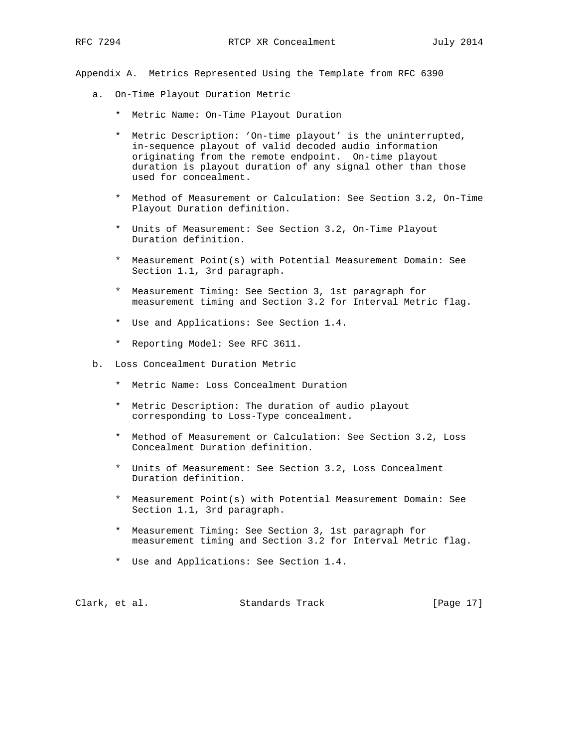## Appendix A. Metrics Represented Using the Template from RFC 6390

a. On-Time Playout Duration Metric

   * Metric Name: On-Time Playout Duration

   * Metric Description: 'On-time playout' is the uninterrupted, in-sequence playout of valid decoded audio information originating from the remote endpoint. On-time playout duration is playout duration of any signal other than those used for concealment.

   * Method of Measurement or Calculation: See Section 3.2, On-Time Playout Duration definition.

   * Units of Measurement: See Section 3.2, On-Time Playout Duration definition.

   * Measurement Point(s) with Potential Measurement Domain: See Section 1.1, 3rd paragraph.

   * Measurement Timing: See Section 3, 1st paragraph for measurement timing and Section 3.2 for Interval Metric flag.

   * Use and Applications: See Section 1.4.

   * Reporting Model: See RFC 3611.

b. Loss Concealment Duration Metric

   * Metric Name: Loss Concealment Duration

   * Metric Description: The duration of audio playout corresponding to Loss-Type concealment.

   * Method of Measurement or Calculation: See Section 3.2, Loss Concealment Duration definition.

   * Units of Measurement: See Section 3.2, Loss Concealment Duration definition.

   * Measurement Point(s) with Potential Measurement Domain: See Section 1.1, 3rd paragraph.

   * Measurement Timing: See Section 3, 1st paragraph for measurement timing and Section 3.2 for Interval Metric flag.

   * Use and Applications: See Section 1.4.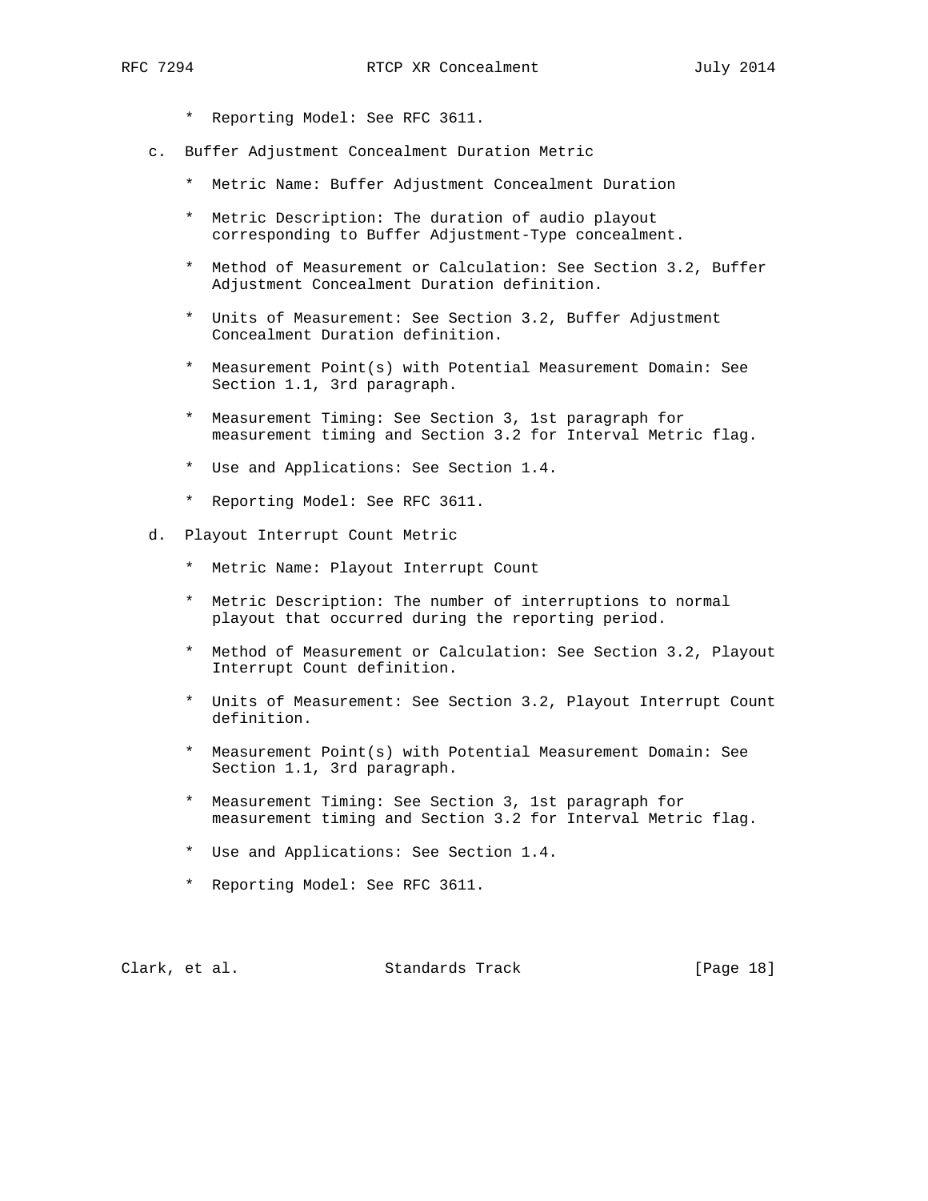* Reporting Model: See RFC 3611.

c. Buffer Adjustment Concealment Duration Metric

   * Metric Name: Buffer Adjustment Concealment Duration

   * Metric Description: The duration of audio playout corresponding to Buffer Adjustment-Type concealment.

   * Method of Measurement or Calculation: See Section 3.2, Buffer Adjustment Concealment Duration definition.

   * Units of Measurement: See Section 3.2, Buffer Adjustment Concealment Duration definition.

   * Measurement Point(s) with Potential Measurement Domain: See Section 1.1, 3rd paragraph.

   * Measurement Timing: See Section 3, 1st paragraph for measurement timing and Section 3.2 for Interval Metric flag.

   * Use and Applications: See Section 1.4.

   * Reporting Model: See RFC 3611.

d. Playout Interrupt Count Metric

   * Metric Name: Playout Interrupt Count

   * Metric Description: The number of interruptions to normal playout that occurred during the reporting period.

   * Method of Measurement or Calculation: See Section 3.2, Playout Interrupt Count definition.

   * Units of Measurement: See Section 3.2, Playout Interrupt Count definition.

   * Measurement Point(s) with Potential Measurement Domain: See Section 1.1, 3rd paragraph.

   * Measurement Timing: See Section 3, 1st paragraph for measurement timing and Section 3.2 for Interval Metric flag.

   * Use and Applications: See Section 1.4.

   * Reporting Model: See RFC 3611.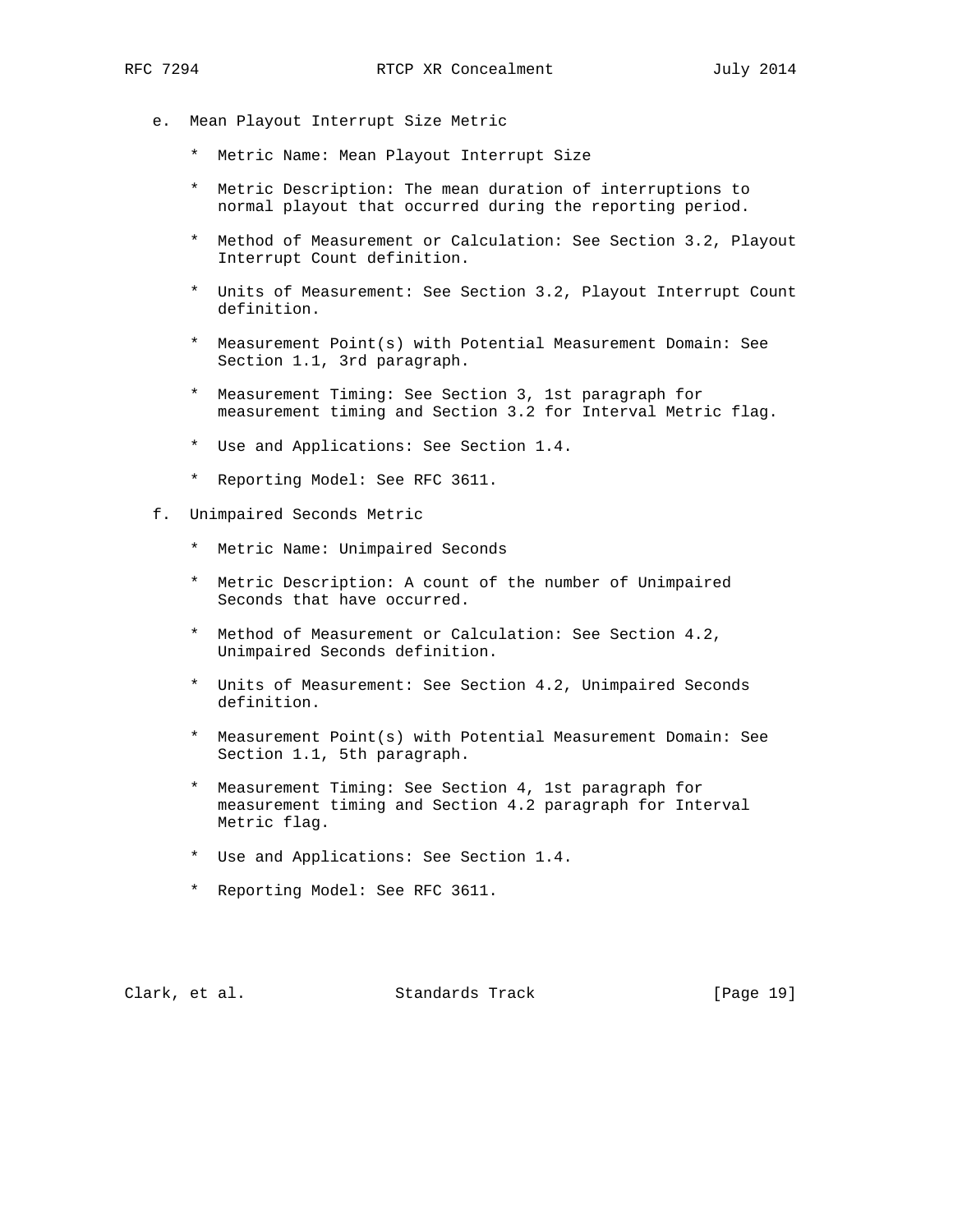e. Mean Playout Interrupt Size Metric

   * Metric Name: Mean Playout Interrupt Size

   * Metric Description: The mean duration of interruptions to normal playout that occurred during the reporting period.

   * Method of Measurement or Calculation: See Section 3.2, Playout Interrupt Count definition.

   * Units of Measurement: See Section 3.2, Playout Interrupt Count definition.

   * Measurement Point(s) with Potential Measurement Domain: See Section 1.1, 3rd paragraph.

   * Measurement Timing: See Section 3, 1st paragraph for measurement timing and Section 3.2 for Interval Metric flag.

   * Use and Applications: See Section 1.4.

   * Reporting Model: See RFC 3611.

f. Unimpaired Seconds Metric

   * Metric Name: Unimpaired Seconds

   * Metric Description: A count of the number of Unimpaired Seconds that have occurred.

   * Method of Measurement or Calculation: See Section 4.2, Unimpaired Seconds definition.

   * Units of Measurement: See Section 4.2, Unimpaired Seconds definition.

   * Measurement Point(s) with Potential Measurement Domain: See Section 1.1, 5th paragraph.

   * Measurement Timing: See Section 4, 1st paragraph for measurement timing and Section 4.2 paragraph for Interval Metric flag.

   * Use and Applications: See Section 1.4.

   * Reporting Model: See RFC 3611.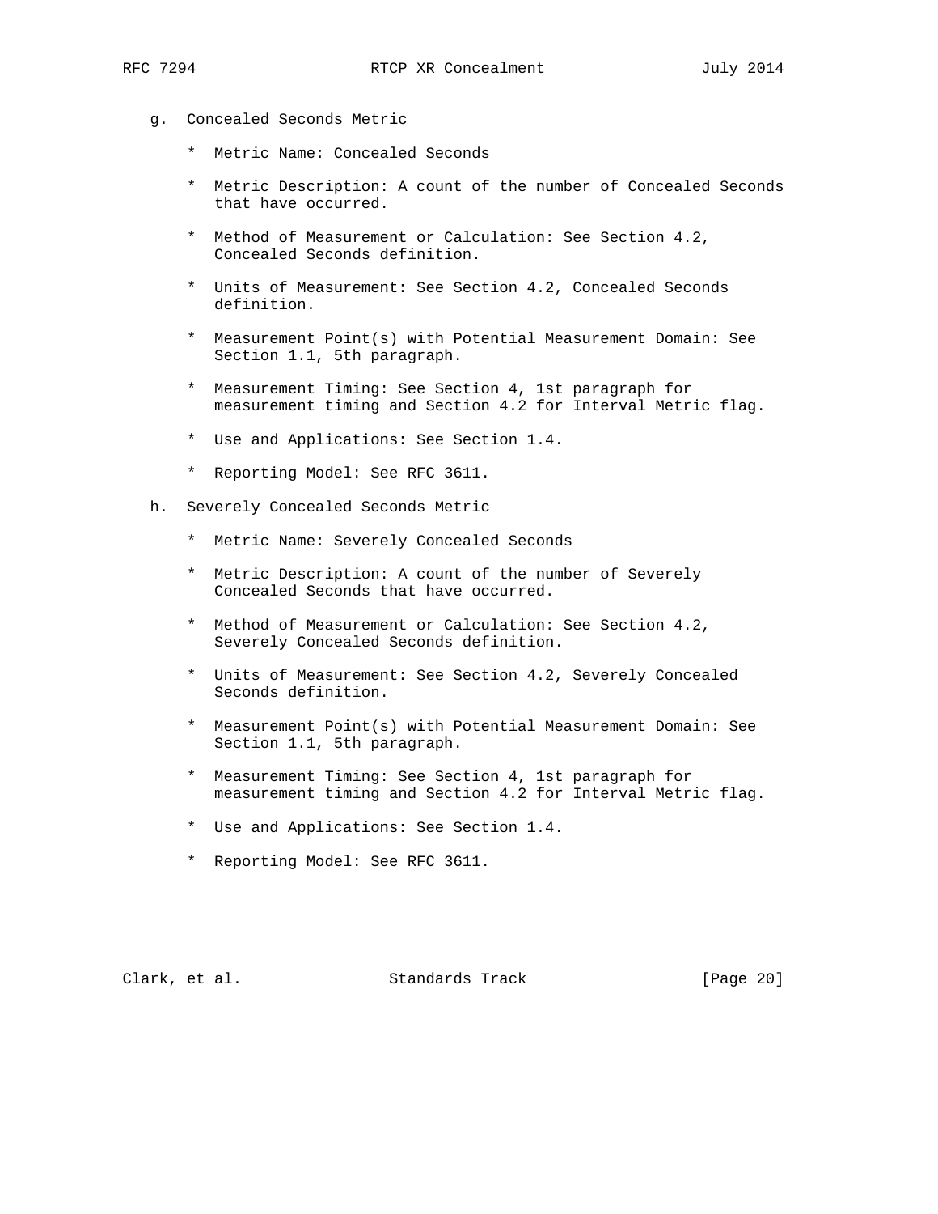g. Concealed Seconds Metric

   * Metric Name: Concealed Seconds

   * Metric Description: A count of the number of Concealed Seconds that have occurred.

   * Method of Measurement or Calculation: See Section 4.2, Concealed Seconds definition.

   * Units of Measurement: See Section 4.2, Concealed Seconds definition.

   * Measurement Point(s) with Potential Measurement Domain: See Section 1.1, 5th paragraph.

   * Measurement Timing: See Section 4, 1st paragraph for measurement timing and Section 4.2 for Interval Metric flag.

   * Use and Applications: See Section 1.4.

   * Reporting Model: See RFC 3611.

h. Severely Concealed Seconds Metric

   * Metric Name: Severely Concealed Seconds

   * Metric Description: A count of the number of Severely Concealed Seconds that have occurred.

   * Method of Measurement or Calculation: See Section 4.2, Severely Concealed Seconds definition.

   * Units of Measurement: See Section 4.2, Severely Concealed Seconds definition.

   * Measurement Point(s) with Potential Measurement Domain: See Section 1.1, 5th paragraph.

   * Measurement Timing: See Section 4, 1st paragraph for measurement timing and Section 4.2 for Interval Metric flag.

   * Use and Applications: See Section 1.4.

   * Reporting Model: See RFC 3611.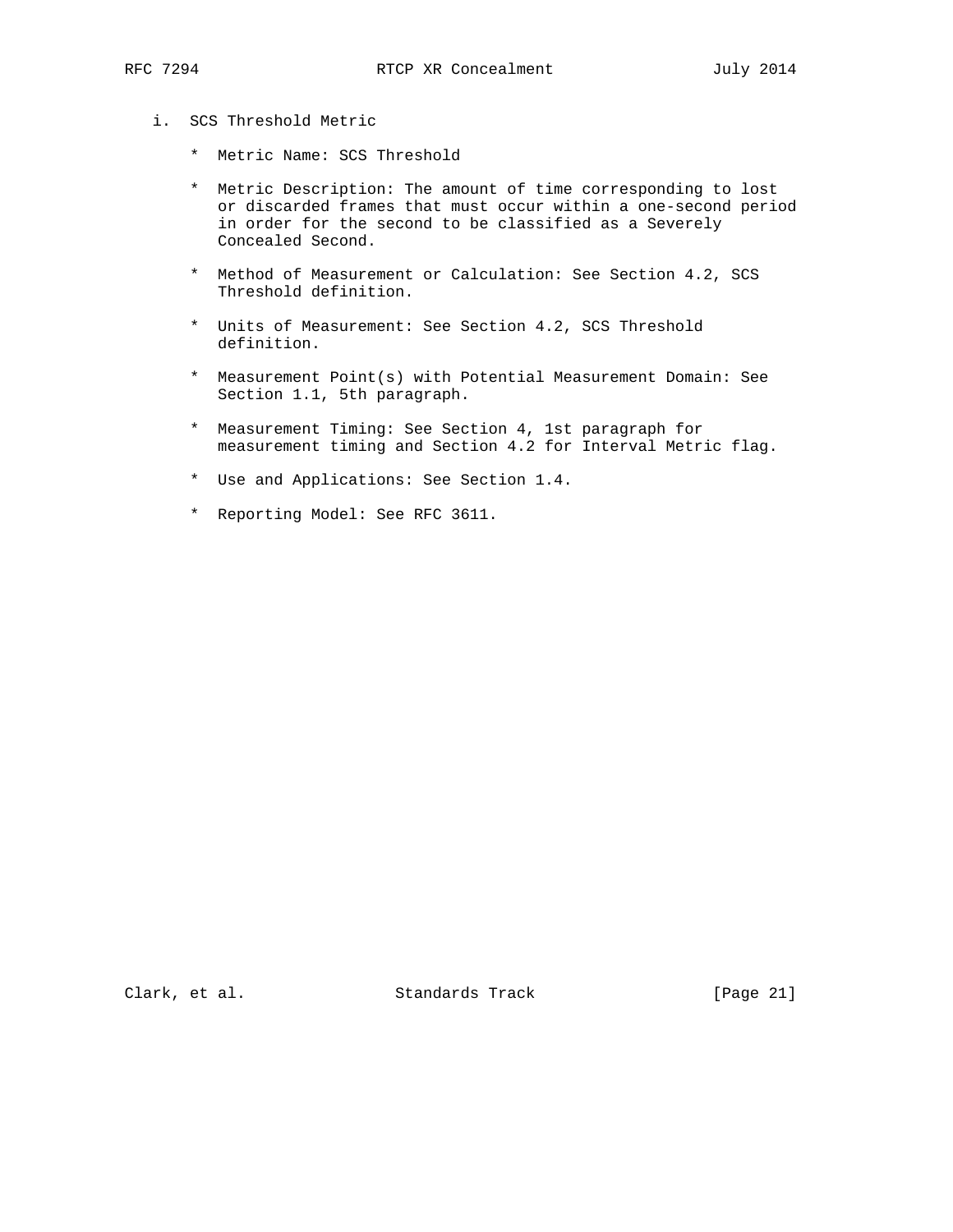i. SCS Threshold Metric

   * Metric Name: SCS Threshold

   * Metric Description: The amount of time corresponding to lost or discarded frames that must occur within a one-second period in order for the second to be classified as a Severely Concealed Second.

   * Method of Measurement or Calculation: See Section 4.2, SCS Threshold definition.

   * Units of Measurement: See Section 4.2, SCS Threshold definition.

   * Measurement Point(s) with Potential Measurement Domain: See Section 1.1, 5th paragraph.

   * Measurement Timing: See Section 4, 1st paragraph for measurement timing and Section 4.2 for Interval Metric flag.

   * Use and Applications: See Section 1.4.

   * Reporting Model: See RFC 3611.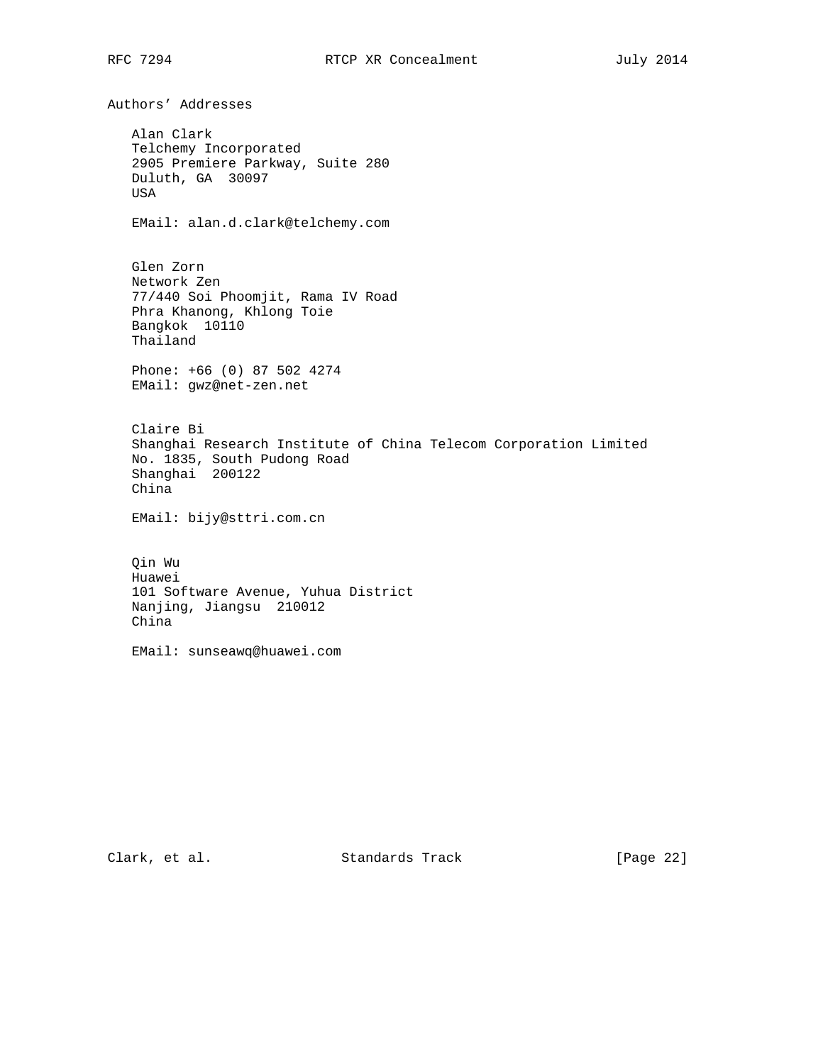# Authors' Addresses

Alan Clark
Telchemy Incorporated
2905 Premiere Parkway, Suite 280
Duluth, GA  30097
USA

EMail: alan.d.clark@telchemy.com

Glen Zorn
Network Zen
77/440 Soi Phoomjit, Rama IV Road
Phra Khanong, Khlong Toie
Bangkok  10110
Thailand

Phone: +66 (0) 87 502 4274
EMail: gwz@net-zen.net

Claire Bi
Shanghai Research Institute of China Telecom Corporation Limited
No. 1835, South Pudong Road
Shanghai  200122
China

EMail: bijy@sttri.com.cn

Qin Wu
Huawei
101 Software Avenue, Yuhua District
Nanjing, Jiangsu  210012
China

EMail: sunseawq@huawei.com